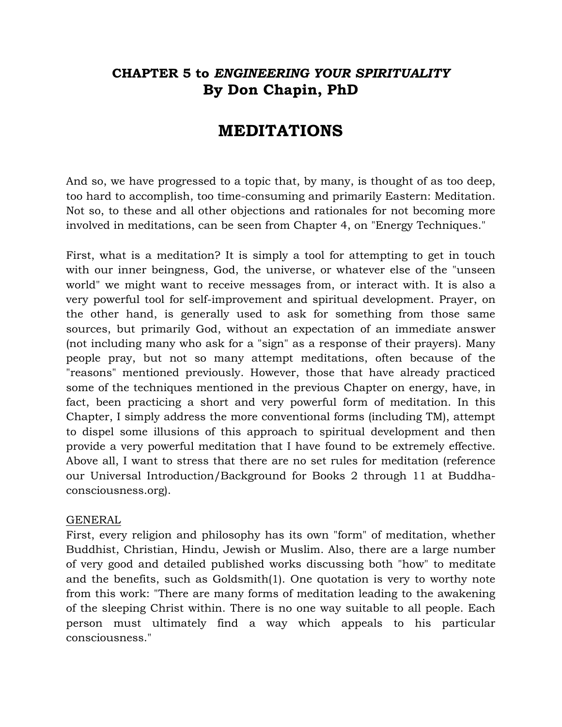**CHAPTER 5 to *ENGINEERING YOUR SPIRITUALITY***
**By Don Chapin, PhD**

# MEDITATIONS

And so, we have progressed to a topic that, by many, is thought of as too deep, too hard to accomplish, too time-consuming and primarily Eastern: Meditation. Not so, to these and all other objections and rationales for not becoming more involved in meditations, can be seen from Chapter 4, on "Energy Techniques."

First, what is a meditation? It is simply a tool for attempting to get in touch with our inner beingness, God, the universe, or whatever else of the "unseen world" we might want to receive messages from, or interact with. It is also a very powerful tool for self-improvement and spiritual development. Prayer, on the other hand, is generally used to ask for something from those same sources, but primarily God, without an expectation of an immediate answer (not including many who ask for a "sign" as a response of their prayers). Many people pray, but not so many attempt meditations, often because of the "reasons" mentioned previously. However, those that have already practiced some of the techniques mentioned in the previous Chapter on energy, have, in fact, been practicing a short and very powerful form of meditation. In this Chapter, I simply address the more conventional forms (including TM), attempt to dispel some illusions of this approach to spiritual development and then provide a very powerful meditation that I have found to be extremely effective. Above all, I want to stress that there are no set rules for meditation (reference our Universal Introduction/Background for Books 2 through 11 at Buddha-consciousness.org).

<u>GENERAL</u>

First, every religion and philosophy has its own "form" of meditation, whether Buddhist, Christian, Hindu, Jewish or Muslim. Also, there are a large number of very good and detailed published works discussing both "how" to meditate and the benefits, such as Goldsmith(1). One quotation is very to worthy note from this work: "There are many forms of meditation leading to the awakening of the sleeping Christ within. There is no one way suitable to all people. Each person must ultimately find a way which appeals to his particular consciousness."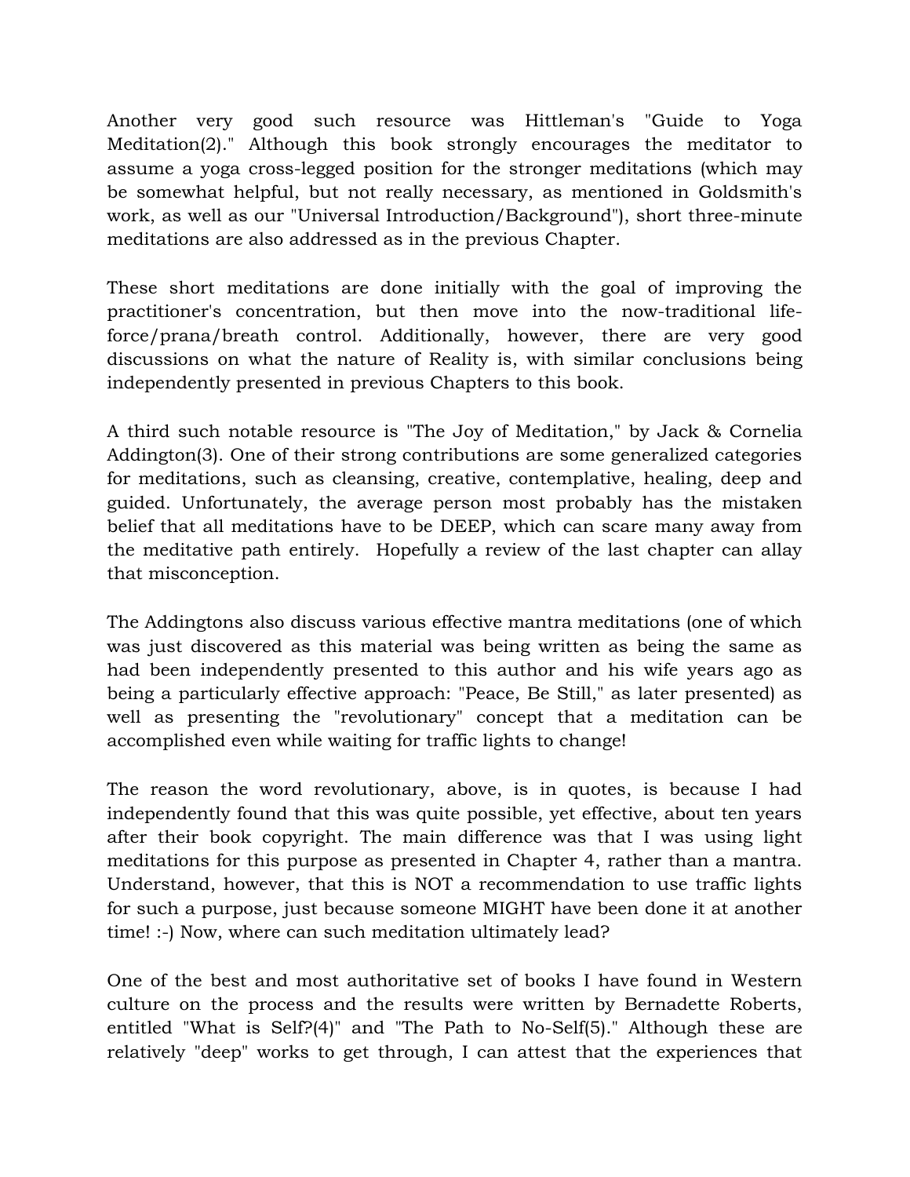Another very good such resource was Hittleman's "Guide to Yoga Meditation(2)." Although this book strongly encourages the meditator to assume a yoga cross-legged position for the stronger meditations (which may be somewhat helpful, but not really necessary, as mentioned in Goldsmith's work, as well as our "Universal Introduction/Background"), short three-minute meditations are also addressed as in the previous Chapter.

These short meditations are done initially with the goal of improving the practitioner's concentration, but then move into the now-traditional life-force/prana/breath control. Additionally, however, there are very good discussions on what the nature of Reality is, with similar conclusions being independently presented in previous Chapters to this book.

A third such notable resource is "The Joy of Meditation," by Jack & Cornelia Addington(3). One of their strong contributions are some generalized categories for meditations, such as cleansing, creative, contemplative, healing, deep and guided. Unfortunately, the average person most probably has the mistaken belief that all meditations have to be DEEP, which can scare many away from the meditative path entirely. Hopefully a review of the last chapter can allay that misconception.

The Addingtons also discuss various effective mantra meditations (one of which was just discovered as this material was being written as being the same as had been independently presented to this author and his wife years ago as being a particularly effective approach: "Peace, Be Still," as later presented) as well as presenting the "revolutionary" concept that a meditation can be accomplished even while waiting for traffic lights to change!

The reason the word revolutionary, above, is in quotes, is because I had independently found that this was quite possible, yet effective, about ten years after their book copyright. The main difference was that I was using light meditations for this purpose as presented in Chapter 4, rather than a mantra. Understand, however, that this is NOT a recommendation to use traffic lights for such a purpose, just because someone MIGHT have been done it at another time! :-) Now, where can such meditation ultimately lead?

One of the best and most authoritative set of books I have found in Western culture on the process and the results were written by Bernadette Roberts, entitled "What is Self?(4)" and "The Path to No-Self(5)." Although these are relatively "deep" works to get through, I can attest that the experiences that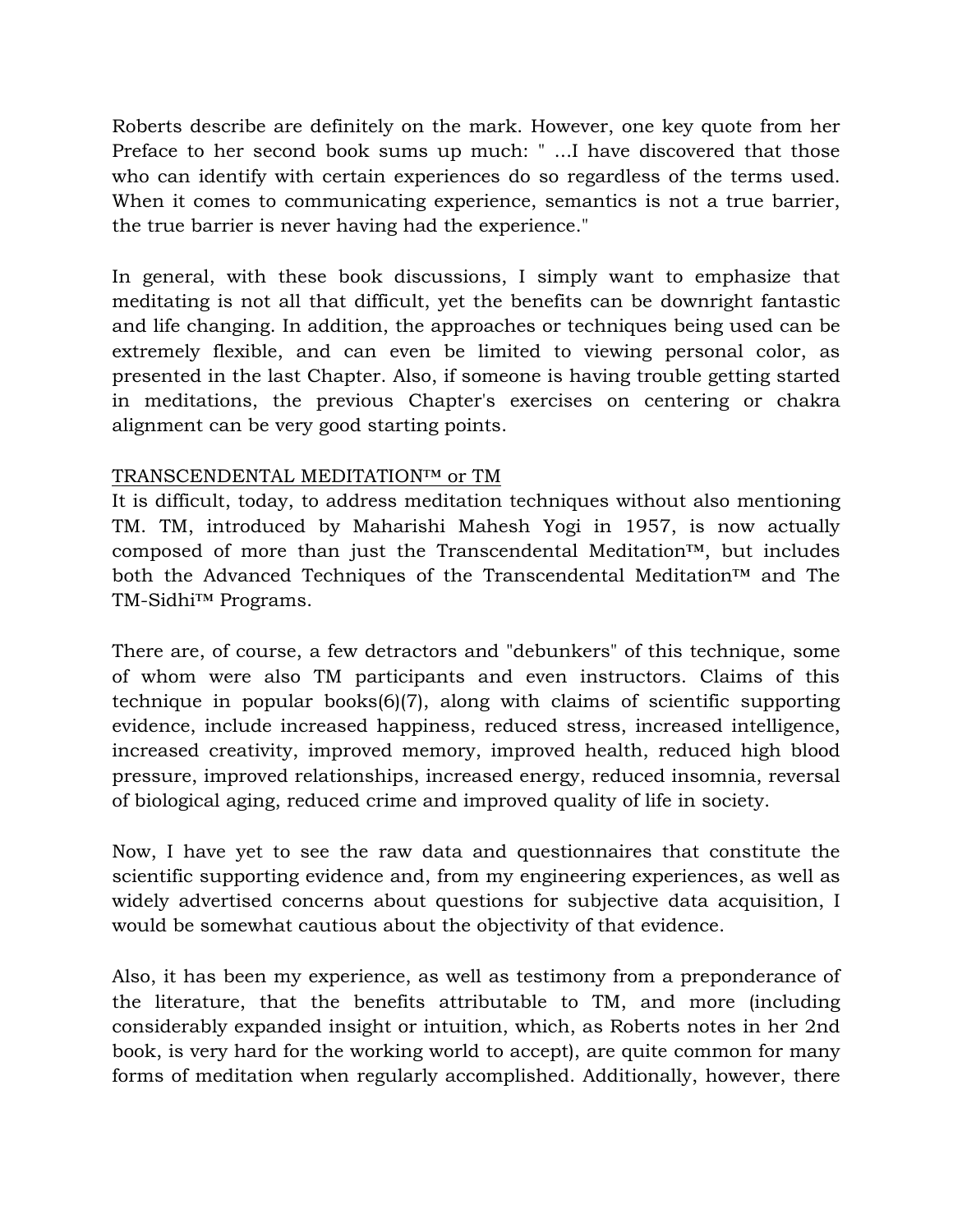Roberts describe are definitely on the mark. However, one key quote from her Preface to her second book sums up much: " ...I have discovered that those who can identify with certain experiences do so regardless of the terms used. When it comes to communicating experience, semantics is not a true barrier, the true barrier is never having had the experience."

In general, with these book discussions, I simply want to emphasize that meditating is not all that difficult, yet the benefits can be downright fantastic and life changing. In addition, the approaches or techniques being used can be extremely flexible, and can even be limited to viewing personal color, as presented in the last Chapter. Also, if someone is having trouble getting started in meditations, the previous Chapter's exercises on centering or chakra alignment can be very good starting points.

<u>TRANSCENDENTAL MEDITATION™ or TM</u>

It is difficult, today, to address meditation techniques without also mentioning TM. TM, introduced by Maharishi Mahesh Yogi in 1957, is now actually composed of more than just the Transcendental Meditation™, but includes both the Advanced Techniques of the Transcendental Meditation™ and The TM-Sidhi™ Programs.

There are, of course, a few detractors and "debunkers" of this technique, some of whom were also TM participants and even instructors. Claims of this technique in popular books(6)(7), along with claims of scientific supporting evidence, include increased happiness, reduced stress, increased intelligence, increased creativity, improved memory, improved health, reduced high blood pressure, improved relationships, increased energy, reduced insomnia, reversal of biological aging, reduced crime and improved quality of life in society.

Now, I have yet to see the raw data and questionnaires that constitute the scientific supporting evidence and, from my engineering experiences, as well as widely advertised concerns about questions for subjective data acquisition, I would be somewhat cautious about the objectivity of that evidence.

Also, it has been my experience, as well as testimony from a preponderance of the literature, that the benefits attributable to TM, and more (including considerably expanded insight or intuition, which, as Roberts notes in her 2nd book, is very hard for the working world to accept), are quite common for many forms of meditation when regularly accomplished. Additionally, however, there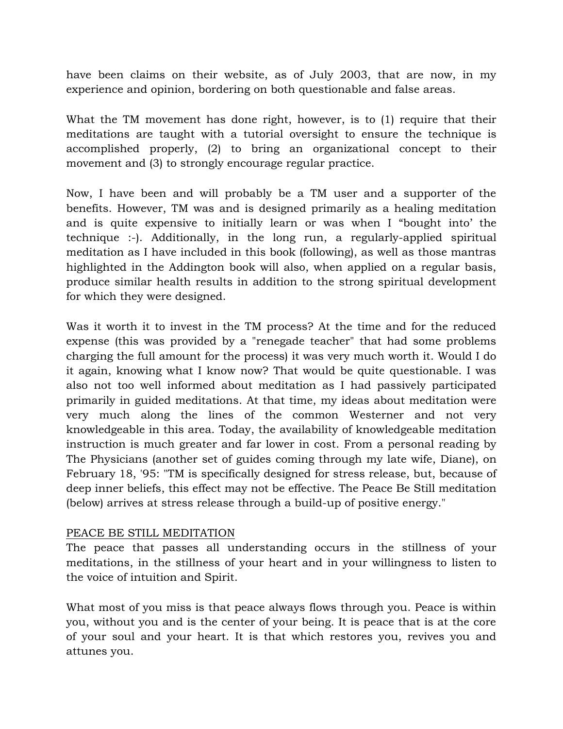have been claims on their website, as of July 2003, that are now, in my experience and opinion, bordering on both questionable and false areas.

What the TM movement has done right, however, is to (1) require that their meditations are taught with a tutorial oversight to ensure the technique is accomplished properly, (2) to bring an organizational concept to their movement and (3) to strongly encourage regular practice.

Now, I have been and will probably be a TM user and a supporter of the benefits. However, TM was and is designed primarily as a healing meditation and is quite expensive to initially learn or was when I "bought into' the technique :-). Additionally, in the long run, a regularly-applied spiritual meditation as I have included in this book (following), as well as those mantras highlighted in the Addington book will also, when applied on a regular basis, produce similar health results in addition to the strong spiritual development for which they were designed.

Was it worth it to invest in the TM process? At the time and for the reduced expense (this was provided by a "renegade teacher" that had some problems charging the full amount for the process) it was very much worth it. Would I do it again, knowing what I know now? That would be quite questionable. I was also not too well informed about meditation as I had passively participated primarily in guided meditations. At that time, my ideas about meditation were very much along the lines of the common Westerner and not very knowledgeable in this area. Today, the availability of knowledgeable meditation instruction is much greater and far lower in cost. From a personal reading by The Physicians (another set of guides coming through my late wife, Diane), on February 18, '95: "TM is specifically designed for stress release, but, because of deep inner beliefs, this effect may not be effective. The Peace Be Still meditation (below) arrives at stress release through a build-up of positive energy."

PEACE BE STILL MEDITATION

The peace that passes all understanding occurs in the stillness of your meditations, in the stillness of your heart and in your willingness to listen to the voice of intuition and Spirit.

What most of you miss is that peace always flows through you. Peace is within you, without you and is the center of your being. It is peace that is at the core of your soul and your heart. It is that which restores you, revives you and attunes you.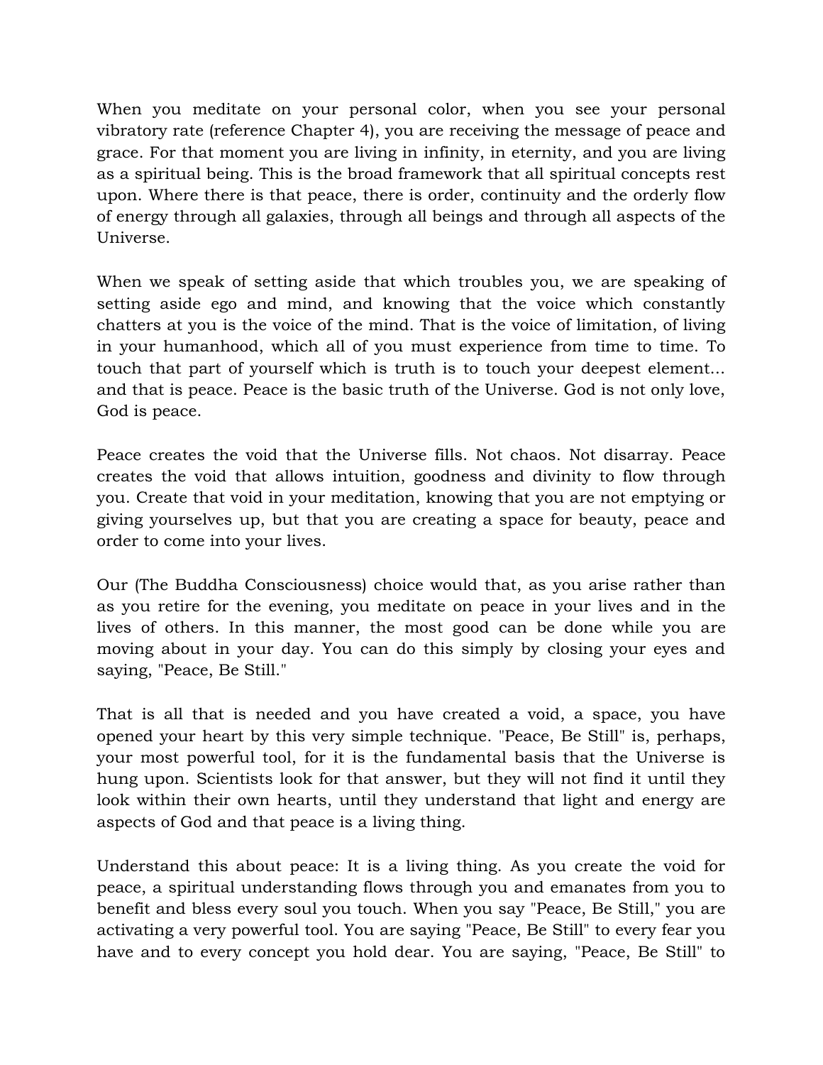When you meditate on your personal color, when you see your personal vibratory rate (reference Chapter 4), you are receiving the message of peace and grace. For that moment you are living in infinity, in eternity, and you are living as a spiritual being. This is the broad framework that all spiritual concepts rest upon. Where there is that peace, there is order, continuity and the orderly flow of energy through all galaxies, through all beings and through all aspects of the Universe.

When we speak of setting aside that which troubles you, we are speaking of setting aside ego and mind, and knowing that the voice which constantly chatters at you is the voice of the mind. That is the voice of limitation, of living in your humanhood, which all of you must experience from time to time. To touch that part of yourself which is truth is to touch your deepest element... and that is peace. Peace is the basic truth of the Universe. God is not only love, God is peace.

Peace creates the void that the Universe fills. Not chaos. Not disarray. Peace creates the void that allows intuition, goodness and divinity to flow through you. Create that void in your meditation, knowing that you are not emptying or giving yourselves up, but that you are creating a space for beauty, peace and order to come into your lives.

Our (The Buddha Consciousness) choice would that, as you arise rather than as you retire for the evening, you meditate on peace in your lives and in the lives of others. In this manner, the most good can be done while you are moving about in your day. You can do this simply by closing your eyes and saying, "Peace, Be Still."

That is all that is needed and you have created a void, a space, you have opened your heart by this very simple technique. "Peace, Be Still" is, perhaps, your most powerful tool, for it is the fundamental basis that the Universe is hung upon. Scientists look for that answer, but they will not find it until they look within their own hearts, until they understand that light and energy are aspects of God and that peace is a living thing.

Understand this about peace: It is a living thing. As you create the void for peace, a spiritual understanding flows through you and emanates from you to benefit and bless every soul you touch. When you say "Peace, Be Still," you are activating a very powerful tool. You are saying "Peace, Be Still" to every fear you have and to every concept you hold dear. You are saying, "Peace, Be Still" to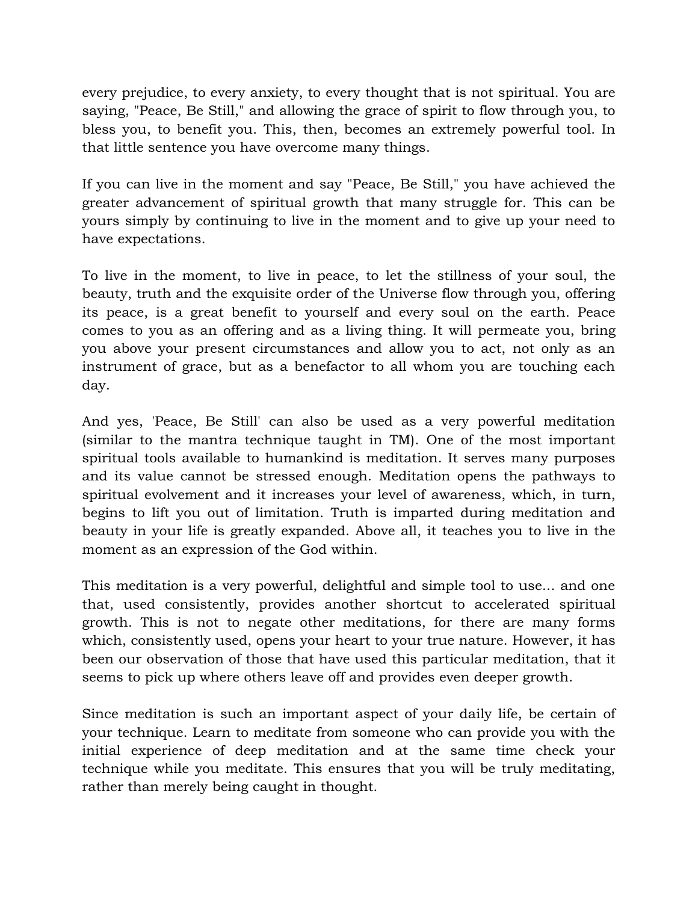every prejudice, to every anxiety, to every thought that is not spiritual. You are saying, "Peace, Be Still," and allowing the grace of spirit to flow through you, to bless you, to benefit you. This, then, becomes an extremely powerful tool. In that little sentence you have overcome many things.

If you can live in the moment and say "Peace, Be Still," you have achieved the greater advancement of spiritual growth that many struggle for. This can be yours simply by continuing to live in the moment and to give up your need to have expectations.

To live in the moment, to live in peace, to let the stillness of your soul, the beauty, truth and the exquisite order of the Universe flow through you, offering its peace, is a great benefit to yourself and every soul on the earth. Peace comes to you as an offering and as a living thing. It will permeate you, bring you above your present circumstances and allow you to act, not only as an instrument of grace, but as a benefactor to all whom you are touching each day.

And yes, 'Peace, Be Still' can also be used as a very powerful meditation (similar to the mantra technique taught in TM). One of the most important spiritual tools available to humankind is meditation. It serves many purposes and its value cannot be stressed enough. Meditation opens the pathways to spiritual evolvement and it increases your level of awareness, which, in turn, begins to lift you out of limitation. Truth is imparted during meditation and beauty in your life is greatly expanded. Above all, it teaches you to live in the moment as an expression of the God within.

This meditation is a very powerful, delightful and simple tool to use... and one that, used consistently, provides another shortcut to accelerated spiritual growth. This is not to negate other meditations, for there are many forms which, consistently used, opens your heart to your true nature. However, it has been our observation of those that have used this particular meditation, that it seems to pick up where others leave off and provides even deeper growth.

Since meditation is such an important aspect of your daily life, be certain of your technique. Learn to meditate from someone who can provide you with the initial experience of deep meditation and at the same time check your technique while you meditate. This ensures that you will be truly meditating, rather than merely being caught in thought.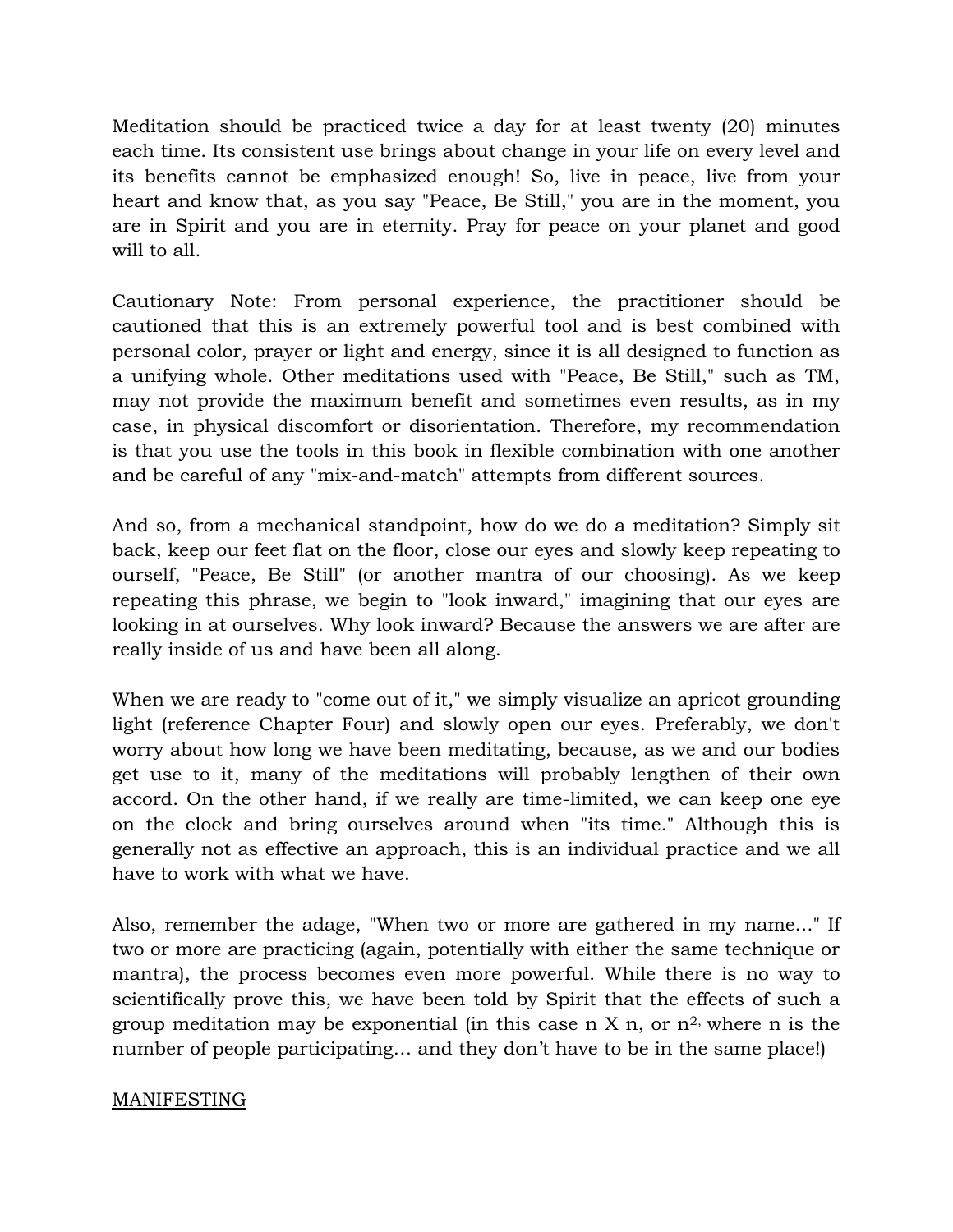Meditation should be practiced twice a day for at least twenty (20) minutes each time. Its consistent use brings about change in your life on every level and its benefits cannot be emphasized enough! So, live in peace, live from your heart and know that, as you say "Peace, Be Still," you are in the moment, you are in Spirit and you are in eternity. Pray for peace on your planet and good will to all.

Cautionary Note: From personal experience, the practitioner should be cautioned that this is an extremely powerful tool and is best combined with personal color, prayer or light and energy, since it is all designed to function as a unifying whole. Other meditations used with "Peace, Be Still," such as TM, may not provide the maximum benefit and sometimes even results, as in my case, in physical discomfort or disorientation. Therefore, my recommendation is that you use the tools in this book in flexible combination with one another and be careful of any "mix-and-match" attempts from different sources.

And so, from a mechanical standpoint, how do we do a meditation? Simply sit back, keep our feet flat on the floor, close our eyes and slowly keep repeating to ourself, "Peace, Be Still" (or another mantra of our choosing). As we keep repeating this phrase, we begin to "look inward," imagining that our eyes are looking in at ourselves. Why look inward? Because the answers we are after are really inside of us and have been all along.

When we are ready to "come out of it," we simply visualize an apricot grounding light (reference Chapter Four) and slowly open our eyes. Preferably, we don't worry about how long we have been meditating, because, as we and our bodies get use to it, many of the meditations will probably lengthen of their own accord. On the other hand, if we really are time-limited, we can keep one eye on the clock and bring ourselves around when "its time." Although this is generally not as effective an approach, this is an individual practice and we all have to work with what we have.

Also, remember the adage, "When two or more are gathered in my name..." If two or more are practicing (again, potentially with either the same technique or mantra), the process becomes even more powerful. While there is no way to scientifically prove this, we have been told by Spirit that the effects of such a group meditation may be exponential (in this case n X n, or $n^2$, where n is the number of people participating... and they don't have to be in the same place!)

MANIFESTING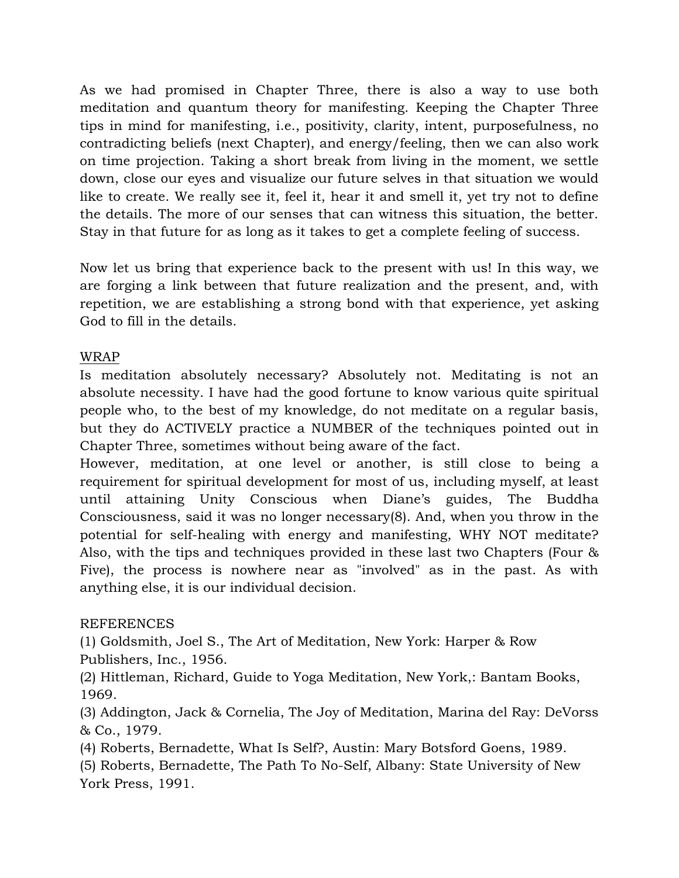As we had promised in Chapter Three, there is also a way to use both meditation and quantum theory for manifesting. Keeping the Chapter Three tips in mind for manifesting, i.e., positivity, clarity, intent, purposefulness, no contradicting beliefs (next Chapter), and energy/feeling, then we can also work on time projection. Taking a short break from living in the moment, we settle down, close our eyes and visualize our future selves in that situation we would like to create. We really see it, feel it, hear it and smell it, yet try not to define the details. The more of our senses that can witness this situation, the better. Stay in that future for as long as it takes to get a complete feeling of success.

Now let us bring that experience back to the present with us! In this way, we are forging a link between that future realization and the present, and, with repetition, we are establishing a strong bond with that experience, yet asking God to fill in the details.

<u>WRAP</u>

Is meditation absolutely necessary? Absolutely not. Meditating is not an absolute necessity. I have had the good fortune to know various quite spiritual people who, to the best of my knowledge, do not meditate on a regular basis, but they do ACTIVELY practice a NUMBER of the techniques pointed out in Chapter Three, sometimes without being aware of the fact.

However, meditation, at one level or another, is still close to being a requirement for spiritual development for most of us, including myself, at least until attaining Unity Conscious when Diane's guides, The Buddha Consciousness, said it was no longer necessary(8). And, when you throw in the potential for self-healing with energy and manifesting, WHY NOT meditate? Also, with the tips and techniques provided in these last two Chapters (Four & Five), the process is nowhere near as "involved" as in the past. As with anything else, it is our individual decision.

REFERENCES

(1) Goldsmith, Joel S., The Art of Meditation, New York: Harper & Row Publishers, Inc., 1956.

(2) Hittleman, Richard, Guide to Yoga Meditation, New York,: Bantam Books, 1969.

(3) Addington, Jack & Cornelia, The Joy of Meditation, Marina del Ray: DeVorss & Co., 1979.

(4) Roberts, Bernadette, What Is Self?, Austin: Mary Botsford Goens, 1989.

(5) Roberts, Bernadette, The Path To No-Self, Albany: State University of New York Press, 1991.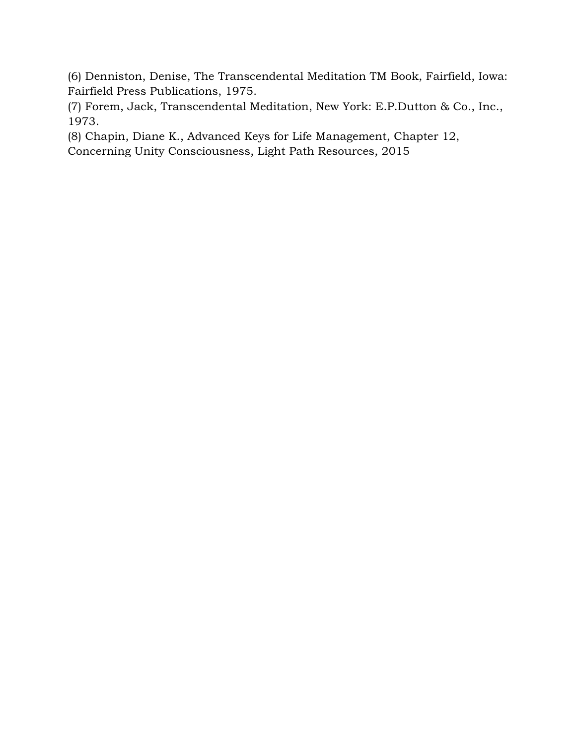(6) Denniston, Denise, The Transcendental Meditation TM Book, Fairfield, Iowa: Fairfield Press Publications, 1975.

(7) Forem, Jack, Transcendental Meditation, New York: E.P.Dutton & Co., Inc., 1973.

(8) Chapin, Diane K., Advanced Keys for Life Management, Chapter 12, Concerning Unity Consciousness, Light Path Resources, 2015